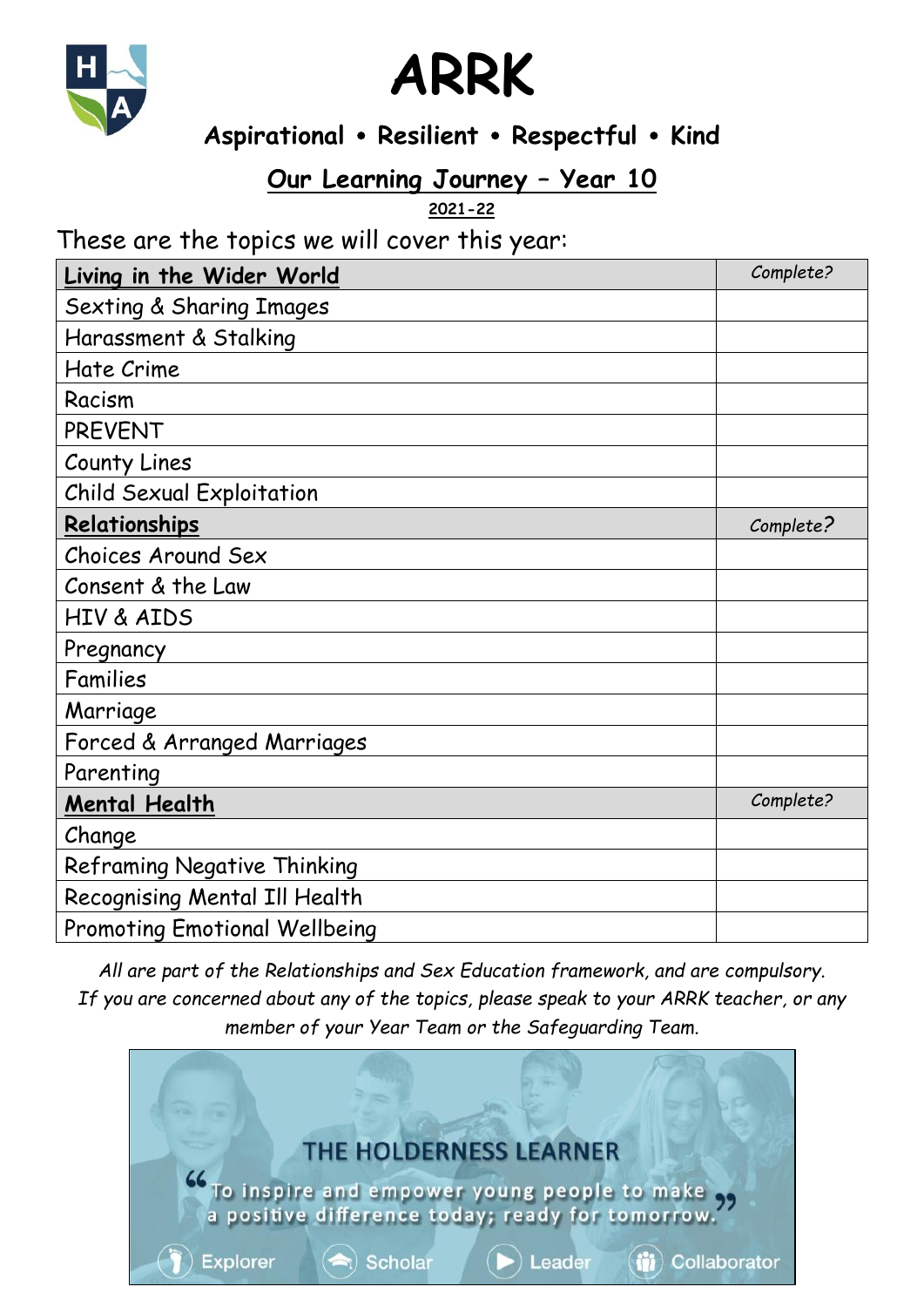# ARRK

## Aspirational • Resilient • Respectful • Kind

## Our Learning Journey – Year 10

**2021-22**

These are the topics we will cover this year:

| **Living in the Wider World** | *Complete?* |
| --- | --- |
| Sexting & Sharing Images | |
| Harassment & Stalking | |
| Hate Crime | |
| Racism | |
| PREVENT | |
| County Lines | |
| Child Sexual Exploitation | |
| **Relationships** | *Complete?* |
| Choices Around Sex | |
| Consent & the Law | |
| HIV & AIDS | |
| Pregnancy | |
| Families | |
| Marriage | |
| Forced & Arranged Marriages | |
| Parenting | |
| **Mental Health** | *Complete?* |
| Change | |
| Reframing Negative Thinking | |
| Recognising Mental Ill Health | |
| Promoting Emotional Wellbeing | |

*All are part of the Relationships and Sex Education framework, and are compulsory. If you are concerned about any of the topics, please speak to your ARRK teacher, or any member of your Year Team or the Safeguarding Team.*

THE HOLDERNESS LEARNER

"To inspire and empower young people to make a positive difference today; ready for tomorrow."

Explorer • Scholar • Leader • Collaborator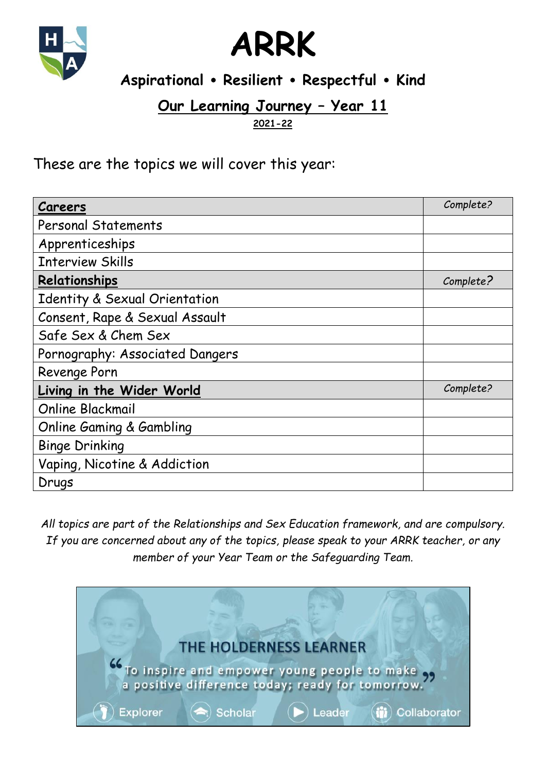# ARRK

**Aspirational • Resilient • Respectful • Kind**

## Our Learning Journey – Year 11

**2021-22**

These are the topics we will cover this year:

| **Careers** | *Complete?* |
|---|---|
| Personal Statements | |
| Apprenticeships | |
| Interview Skills | |
| **Relationships** | *Complete?* |
| Identity & Sexual Orientation | |
| Consent, Rape & Sexual Assault | |
| Safe Sex & Chem Sex | |
| Pornography: Associated Dangers | |
| Revenge Porn | |
| **Living in the Wider World** | *Complete?* |
| Online Blackmail | |
| Online Gaming & Gambling | |
| Binge Drinking | |
| Vaping, Nicotine & Addiction | |
| Drugs | |

*All topics are part of the Relationships and Sex Education framework, and are compulsory. If you are concerned about any of the topics, please speak to your ARRK teacher, or any member of your Year Team or the Safeguarding Team.*

THE HOLDERNESS LEARNER

"To inspire and empower young people to make a positive difference today; ready for tomorrow."

Explorer Scholar Leader Collaborator